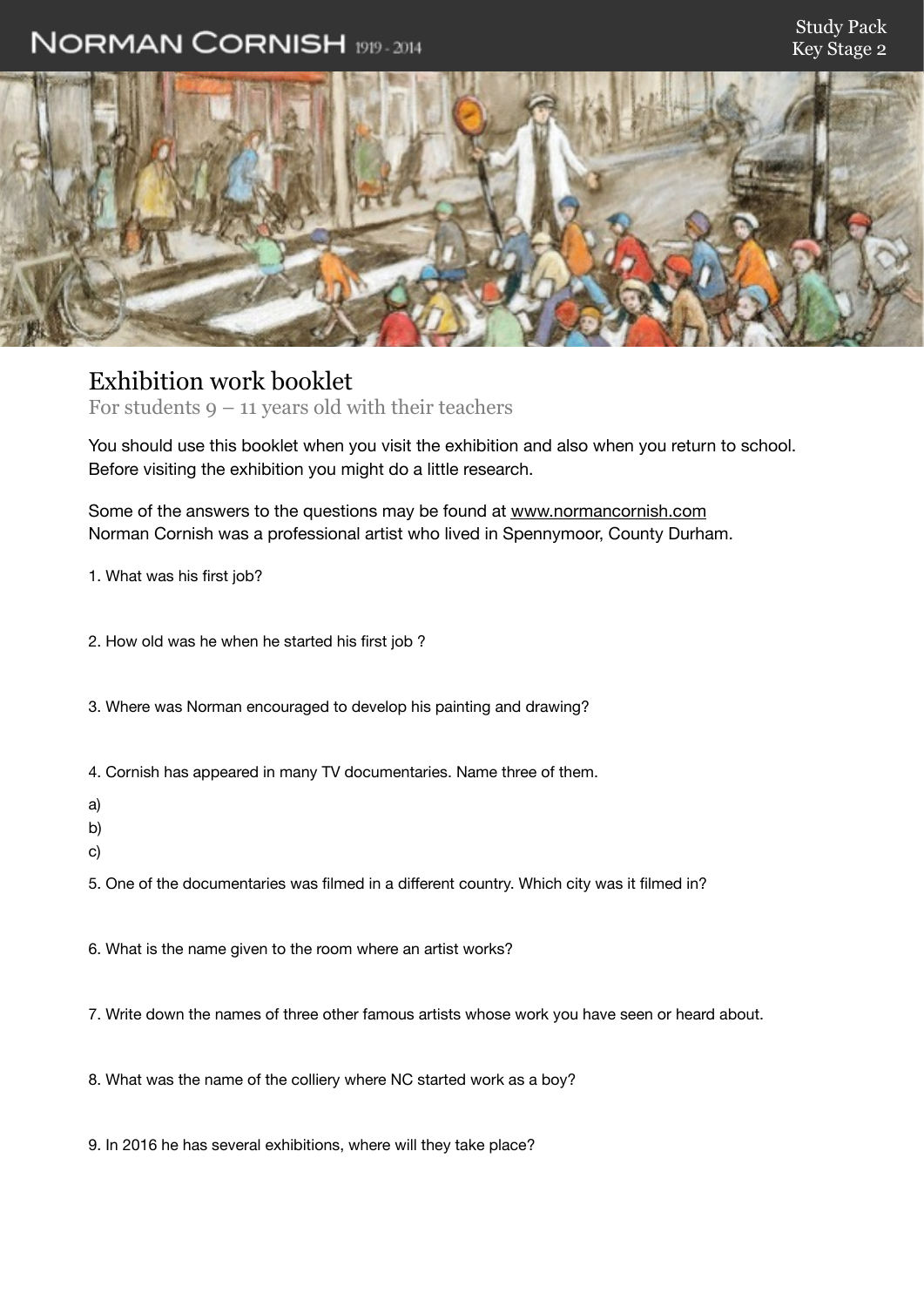# Norman Cornish 1919 - 2014

Study Pack
Key Stage 2

## Exhibition work booklet

For students 9 – 11 years old with their teachers

You should use this booklet when you visit the exhibition and also when you return to school. Before visiting the exhibition you might do a little research.

Some of the answers to the questions may be found at www.normancornish.com
Norman Cornish was a professional artist who lived in Spennymoor, County Durham.

1. What was his first job?

2. How old was he when he started his first job ?

3. Where was Norman encouraged to develop his painting and drawing?

4. Cornish has appeared in many TV documentaries. Name three of them.

a)

b)

c)

5. One of the documentaries was filmed in a different country. Which city was it filmed in?

6. What is the name given to the room where an artist works?

7. Write down the names of three other famous artists whose work you have seen or heard about.

8. What was the name of the colliery where NC started work as a boy?

9. In 2016 he has several exhibitions, where will they take place?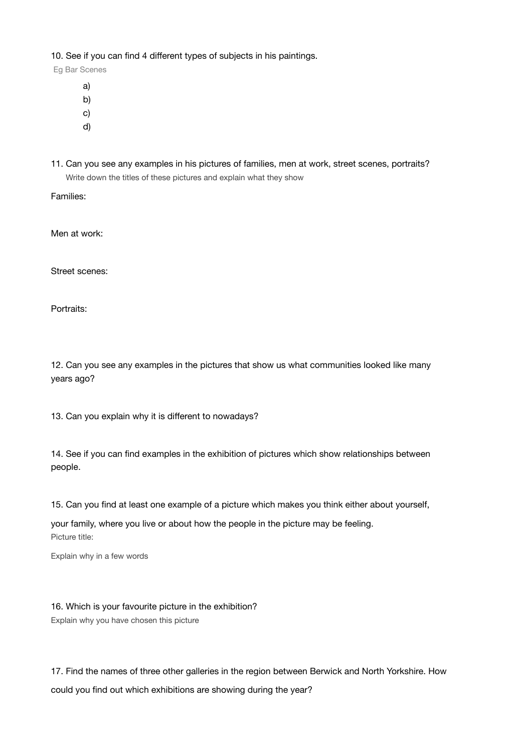10. See if you can find 4 different types of subjects in his paintings.

Eg Bar Scenes

a)

b)

c)

d)

11. Can you see any examples in his pictures of families, men at work, street scenes, portraits?

Write down the titles of these pictures and explain what they show

Families:

Men at work:

Street scenes:

Portraits:

12. Can you see any examples in the pictures that show us what communities looked like many years ago?

13. Can you explain why it is different to nowadays?

14. See if you can find examples in the exhibition of pictures which show relationships between people.

15. Can you find at least one example of a picture which makes you think either about yourself, your family, where you live or about how the people in the picture may be feeling.

Picture title:

Explain why in a few words

16. Which is your favourite picture in the exhibition?

Explain why you have chosen this picture

17. Find the names of three other galleries in the region between Berwick and North Yorkshire. How could you find out which exhibitions are showing during the year?